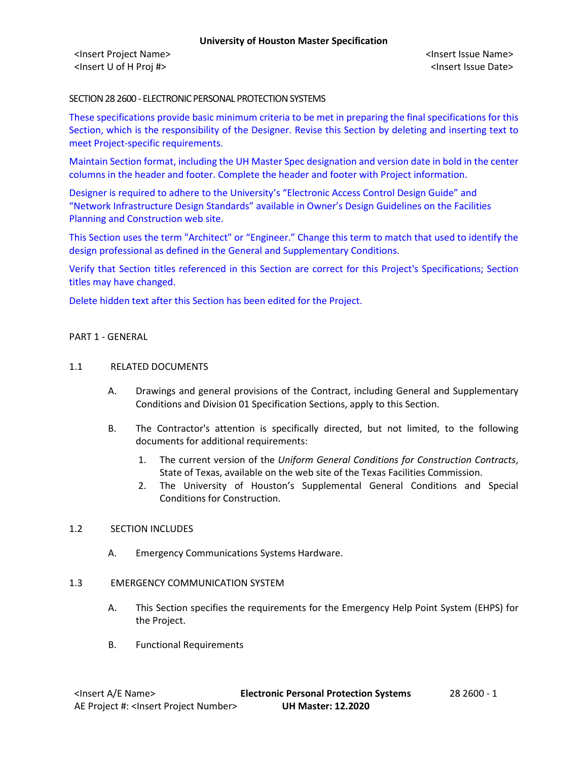SECTION 28 2600 - ELECTRONIC PERSONAL PROTECTION SYSTEMS

These specifications provide basic minimum criteria to be met in preparing the final specifications for this Section, which is the responsibility of the Designer. Revise this Section by deleting and inserting text to meet Project-specific requirements.

Maintain Section format, including the UH Master Spec designation and version date in bold in the center columns in the header and footer. Complete the header and footer with Project information.

Designer is required to adhere to the University's "Electronic Access Control Design Guide" and "Network Infrastructure Design Standards" available in Owner's Design Guidelines on the Facilities Planning and Construction web site.

This Section uses the term "Architect" or "Engineer." Change this term to match that used to identify the design professional as defined in the General and Supplementary Conditions.

Verify that Section titles referenced in this Section are correct for this Project's Specifications; Section titles may have changed.

Delete hidden text after this Section has been edited for the Project.

PART 1 - GENERAL

1.1 RELATED DOCUMENTS

A. Drawings and general provisions of the Contract, including General and Supplementary Conditions and Division 01 Specification Sections, apply to this Section.

B. The Contractor's attention is specifically directed, but not limited, to the following documents for additional requirements:

1. The current version of the *Uniform General Conditions for Construction Contracts*, State of Texas, available on the web site of the Texas Facilities Commission.
2. The University of Houston's Supplemental General Conditions and Special Conditions for Construction.

1.2 SECTION INCLUDES

A. Emergency Communications Systems Hardware.

1.3 EMERGENCY COMMUNICATION SYSTEM

A. This Section specifies the requirements for the Emergency Help Point System (EHPS) for the Project.

B. Functional Requirements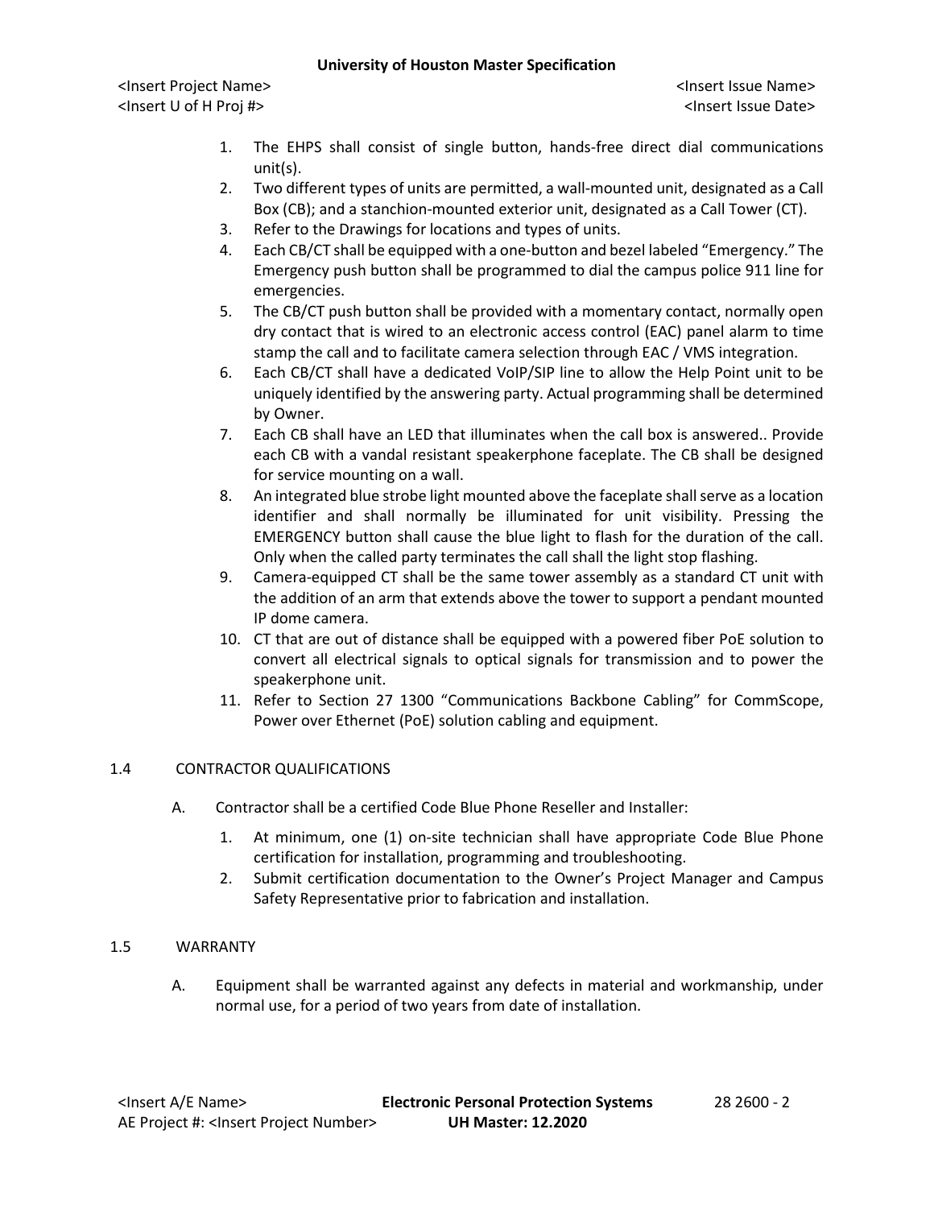1. The EHPS shall consist of single button, hands-free direct dial communications unit(s).
2. Two different types of units are permitted, a wall-mounted unit, designated as a Call Box (CB); and a stanchion-mounted exterior unit, designated as a Call Tower (CT).
3. Refer to the Drawings for locations and types of units.
4. Each CB/CT shall be equipped with a one-button and bezel labeled "Emergency." The Emergency push button shall be programmed to dial the campus police 911 line for emergencies.
5. The CB/CT push button shall be provided with a momentary contact, normally open dry contact that is wired to an electronic access control (EAC) panel alarm to time stamp the call and to facilitate camera selection through EAC / VMS integration.
6. Each CB/CT shall have a dedicated VoIP/SIP line to allow the Help Point unit to be uniquely identified by the answering party. Actual programming shall be determined by Owner.
7. Each CB shall have an LED that illuminates when the call box is answered.. Provide each CB with a vandal resistant speakerphone faceplate. The CB shall be designed for service mounting on a wall.
8. An integrated blue strobe light mounted above the faceplate shall serve as a location identifier and shall normally be illuminated for unit visibility. Pressing the EMERGENCY button shall cause the blue light to flash for the duration of the call. Only when the called party terminates the call shall the light stop flashing.
9. Camera-equipped CT shall be the same tower assembly as a standard CT unit with the addition of an arm that extends above the tower to support a pendant mounted IP dome camera.
10. CT that are out of distance shall be equipped with a powered fiber PoE solution to convert all electrical signals to optical signals for transmission and to power the speakerphone unit.
11. Refer to Section 27 1300 "Communications Backbone Cabling" for CommScope, Power over Ethernet (PoE) solution cabling and equipment.

## 1.4 CONTRACTOR QUALIFICATIONS

A. Contractor shall be a certified Code Blue Phone Reseller and Installer:

1. At minimum, one (1) on-site technician shall have appropriate Code Blue Phone certification for installation, programming and troubleshooting.
2. Submit certification documentation to the Owner's Project Manager and Campus Safety Representative prior to fabrication and installation.

## 1.5 WARRANTY

A. Equipment shall be warranted against any defects in material and workmanship, under normal use, for a period of two years from date of installation.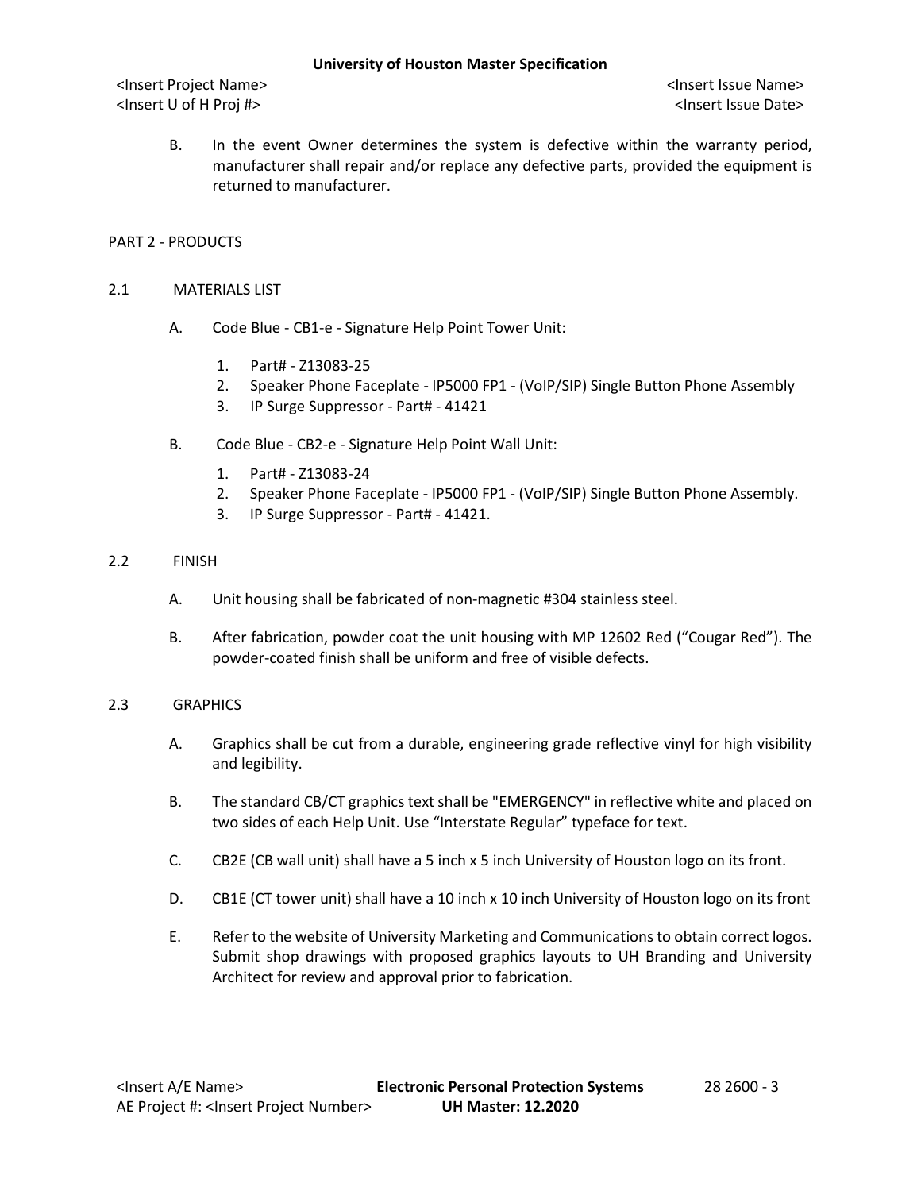B. In the event Owner determines the system is defective within the warranty period, manufacturer shall repair and/or replace any defective parts, provided the equipment is returned to manufacturer.

## PART 2 - PRODUCTS

### 2.1 MATERIALS LIST

A. Code Blue - CB1-e - Signature Help Point Tower Unit:

1. Part# - Z13083-25
2. Speaker Phone Faceplate - IP5000 FP1 - (VoIP/SIP) Single Button Phone Assembly
3. IP Surge Suppressor - Part# - 41421

B. Code Blue - CB2-e - Signature Help Point Wall Unit:

1. Part# - Z13083-24
2. Speaker Phone Faceplate - IP5000 FP1 - (VoIP/SIP) Single Button Phone Assembly.
3. IP Surge Suppressor - Part# - 41421.

### 2.2 FINISH

A. Unit housing shall be fabricated of non-magnetic #304 stainless steel.

B. After fabrication, powder coat the unit housing with MP 12602 Red ("Cougar Red"). The powder-coated finish shall be uniform and free of visible defects.

### 2.3 GRAPHICS

A. Graphics shall be cut from a durable, engineering grade reflective vinyl for high visibility and legibility.

B. The standard CB/CT graphics text shall be "EMERGENCY" in reflective white and placed on two sides of each Help Unit. Use "Interstate Regular" typeface for text.

C. CB2E (CB wall unit) shall have a 5 inch x 5 inch University of Houston logo on its front.

D. CB1E (CT tower unit) shall have a 10 inch x 10 inch University of Houston logo on its front

E. Refer to the website of University Marketing and Communications to obtain correct logos. Submit shop drawings with proposed graphics layouts to UH Branding and University Architect for review and approval prior to fabrication.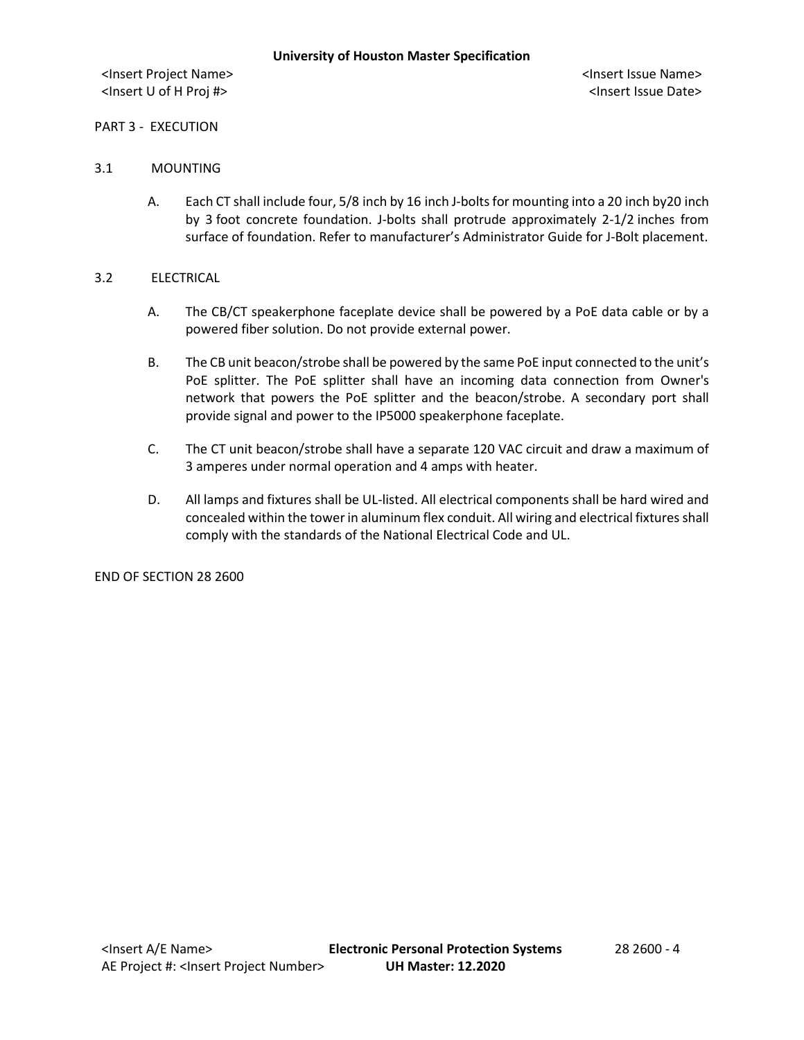## PART 3 - EXECUTION

### 3.1 MOUNTING

A. Each CT shall include four, 5/8 inch by 16 inch J-bolts for mounting into a 20 inch by20 inch by 3 foot concrete foundation. J-bolts shall protrude approximately 2-1/2 inches from surface of foundation. Refer to manufacturer's Administrator Guide for J-Bolt placement.

### 3.2 ELECTRICAL

A. The CB/CT speakerphone faceplate device shall be powered by a PoE data cable or by a powered fiber solution. Do not provide external power.

B. The CB unit beacon/strobe shall be powered by the same PoE input connected to the unit's PoE splitter. The PoE splitter shall have an incoming data connection from Owner's network that powers the PoE splitter and the beacon/strobe. A secondary port shall provide signal and power to the IP5000 speakerphone faceplate.

C. The CT unit beacon/strobe shall have a separate 120 VAC circuit and draw a maximum of 3 amperes under normal operation and 4 amps with heater.

D. All lamps and fixtures shall be UL-listed. All electrical components shall be hard wired and concealed within the tower in aluminum flex conduit. All wiring and electrical fixtures shall comply with the standards of the National Electrical Code and UL.

END OF SECTION 28 2600